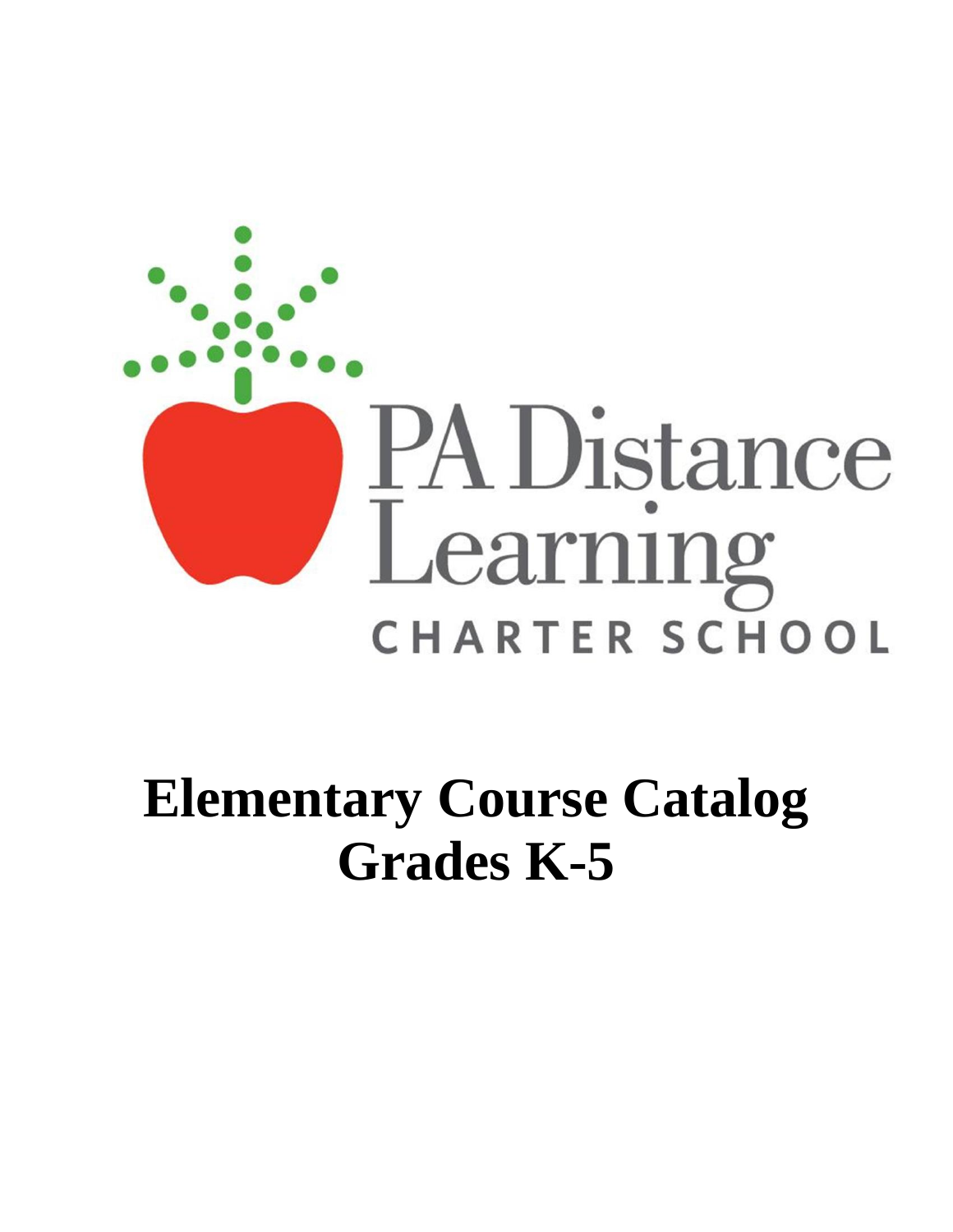PA Distance Learning

CHARTER SCHOOL

# Elementary Course Catalog
# Grades K-5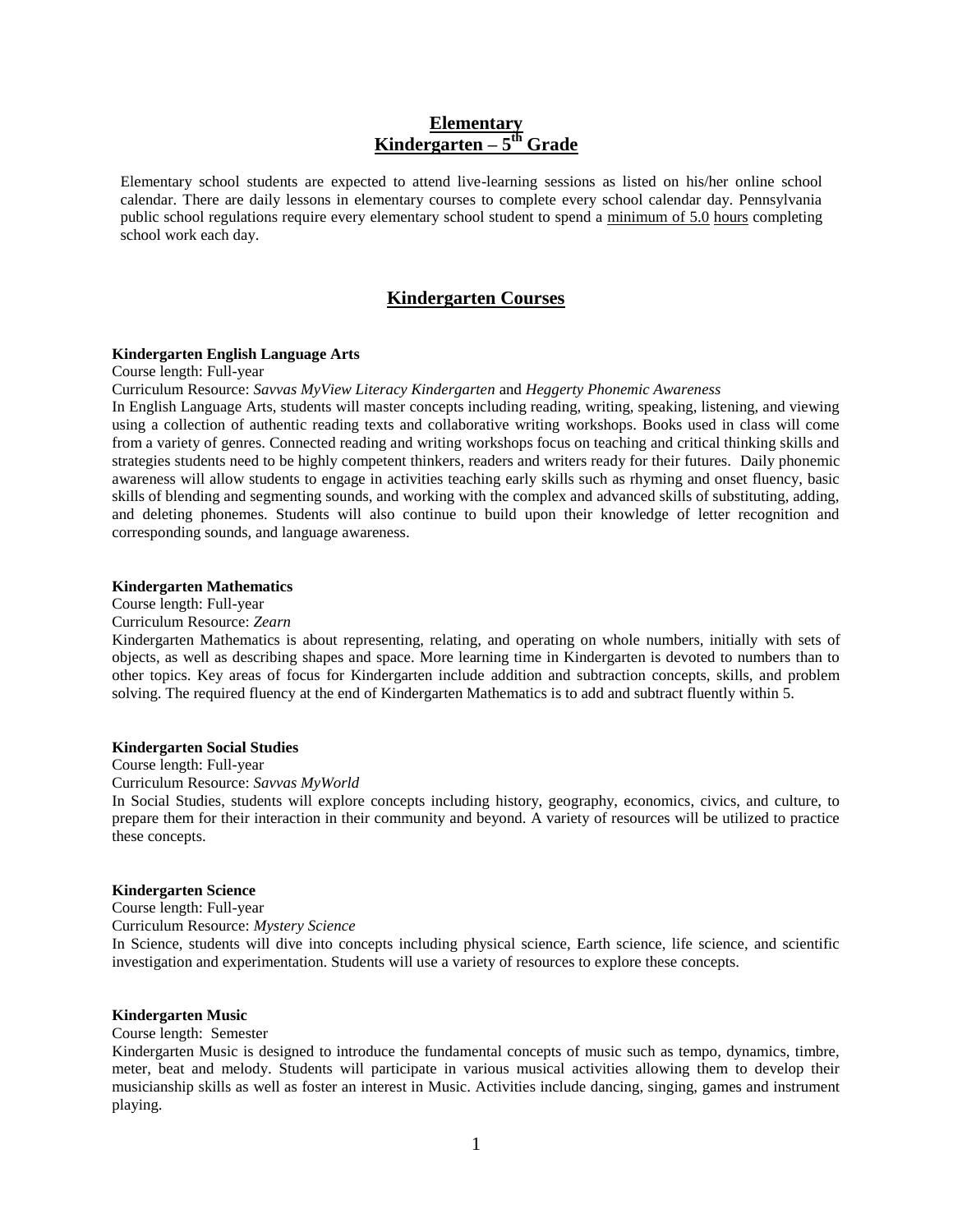# Elementary
# Kindergarten – 5th Grade

Elementary school students are expected to attend live-learning sessions as listed on his/her online school calendar. There are daily lessons in elementary courses to complete every school calendar day. Pennsylvania public school regulations require every elementary school student to spend a minimum of 5.0 hours completing school work each day.

## Kindergarten Courses

**Kindergarten English Language Arts**
Course length: Full-year
Curriculum Resource: *Savvas MyView Literacy Kindergarten* and *Heggerty Phonemic Awareness*
In English Language Arts, students will master concepts including reading, writing, speaking, listening, and viewing using a collection of authentic reading texts and collaborative writing workshops. Books used in class will come from a variety of genres. Connected reading and writing workshops focus on teaching and critical thinking skills and strategies students need to be highly competent thinkers, readers and writers ready for their futures. Daily phonemic awareness will allow students to engage in activities teaching early skills such as rhyming and onset fluency, basic skills of blending and segmenting sounds, and working with the complex and advanced skills of substituting, adding, and deleting phonemes. Students will also continue to build upon their knowledge of letter recognition and corresponding sounds, and language awareness.

**Kindergarten Mathematics**
Course length: Full-year
Curriculum Resource: *Zearn*
Kindergarten Mathematics is about representing, relating, and operating on whole numbers, initially with sets of objects, as well as describing shapes and space. More learning time in Kindergarten is devoted to numbers than to other topics. Key areas of focus for Kindergarten include addition and subtraction concepts, skills, and problem solving. The required fluency at the end of Kindergarten Mathematics is to add and subtract fluently within 5.

**Kindergarten Social Studies**
Course length: Full-year
Curriculum Resource: *Savvas MyWorld*
In Social Studies, students will explore concepts including history, geography, economics, civics, and culture, to prepare them for their interaction in their community and beyond. A variety of resources will be utilized to practice these concepts.

**Kindergarten Science**
Course length: Full-year
Curriculum Resource: *Mystery Science*
In Science, students will dive into concepts including physical science, Earth science, life science, and scientific investigation and experimentation. Students will use a variety of resources to explore these concepts.

**Kindergarten Music**
Course length: Semester
Kindergarten Music is designed to introduce the fundamental concepts of music such as tempo, dynamics, timbre, meter, beat and melody. Students will participate in various musical activities allowing them to develop their musicianship skills as well as foster an interest in Music. Activities include dancing, singing, games and instrument playing.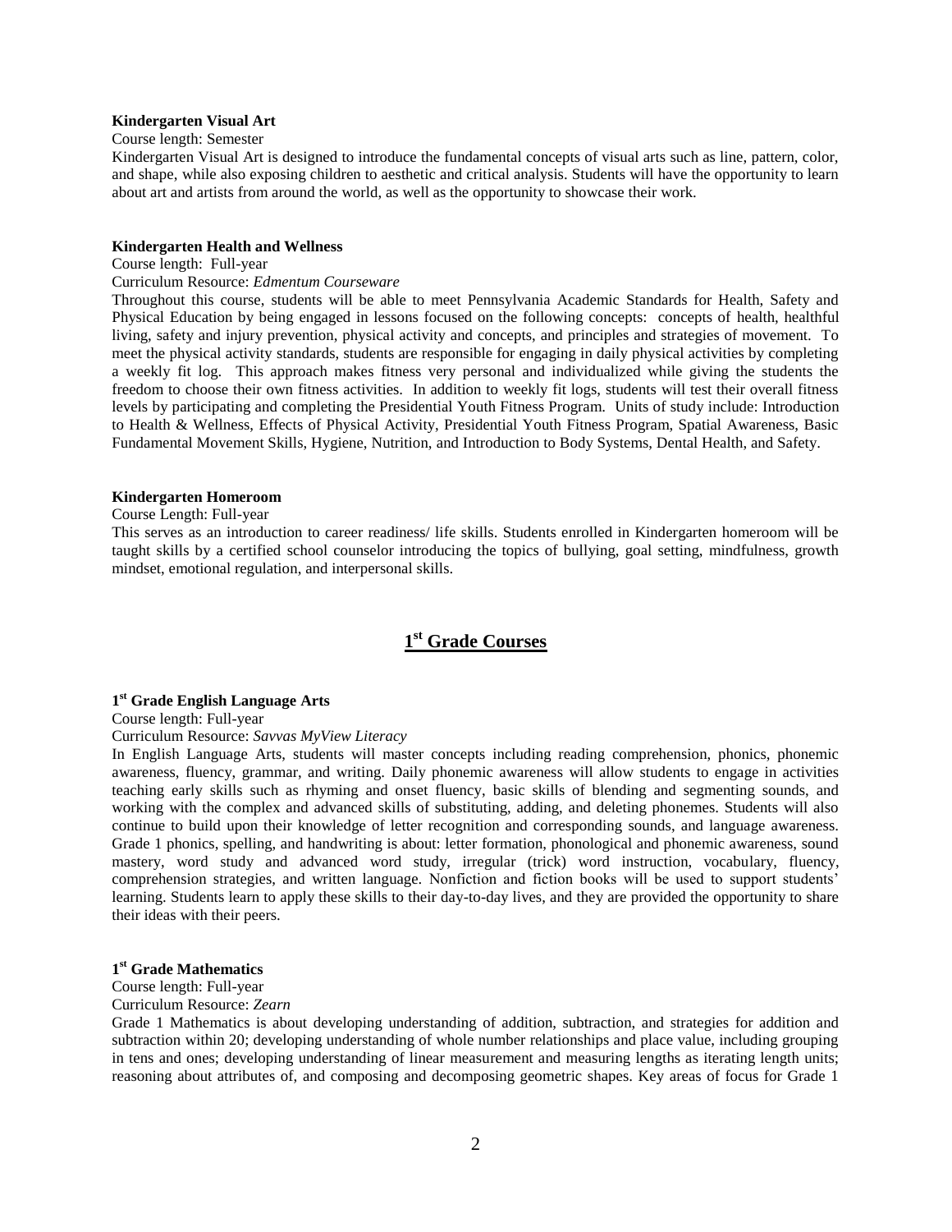**Kindergarten Visual Art**

Course length: Semester

Kindergarten Visual Art is designed to introduce the fundamental concepts of visual arts such as line, pattern, color, and shape, while also exposing children to aesthetic and critical analysis. Students will have the opportunity to learn about art and artists from around the world, as well as the opportunity to showcase their work.

**Kindergarten Health and Wellness**

Course length: Full-year

Curriculum Resource: *Edmentum Courseware*

Throughout this course, students will be able to meet Pennsylvania Academic Standards for Health, Safety and Physical Education by being engaged in lessons focused on the following concepts: concepts of health, healthful living, safety and injury prevention, physical activity and concepts, and principles and strategies of movement. To meet the physical activity standards, students are responsible for engaging in daily physical activities by completing a weekly fit log. This approach makes fitness very personal and individualized while giving the students the freedom to choose their own fitness activities. In addition to weekly fit logs, students will test their overall fitness levels by participating and completing the Presidential Youth Fitness Program. Units of study include: Introduction to Health & Wellness, Effects of Physical Activity, Presidential Youth Fitness Program, Spatial Awareness, Basic Fundamental Movement Skills, Hygiene, Nutrition, and Introduction to Body Systems, Dental Health, and Safety.

**Kindergarten Homeroom**

Course Length: Full-year

This serves as an introduction to career readiness/ life skills. Students enrolled in Kindergarten homeroom will be taught skills by a certified school counselor introducing the topics of bullying, goal setting, mindfulness, growth mindset, emotional regulation, and interpersonal skills.

## 1st Grade Courses

**1st Grade English Language Arts**

Course length: Full-year

Curriculum Resource: *Savvas MyView Literacy*

In English Language Arts, students will master concepts including reading comprehension, phonics, phonemic awareness, fluency, grammar, and writing. Daily phonemic awareness will allow students to engage in activities teaching early skills such as rhyming and onset fluency, basic skills of blending and segmenting sounds, and working with the complex and advanced skills of substituting, adding, and deleting phonemes. Students will also continue to build upon their knowledge of letter recognition and corresponding sounds, and language awareness. Grade 1 phonics, spelling, and handwriting is about: letter formation, phonological and phonemic awareness, sound mastery, word study and advanced word study, irregular (trick) word instruction, vocabulary, fluency, comprehension strategies, and written language. Nonfiction and fiction books will be used to support students' learning. Students learn to apply these skills to their day-to-day lives, and they are provided the opportunity to share their ideas with their peers.

**1st Grade Mathematics**

Course length: Full-year

Curriculum Resource: *Zearn*

Grade 1 Mathematics is about developing understanding of addition, subtraction, and strategies for addition and subtraction within 20; developing understanding of whole number relationships and place value, including grouping in tens and ones; developing understanding of linear measurement and measuring lengths as iterating length units; reasoning about attributes of, and composing and decomposing geometric shapes. Key areas of focus for Grade 1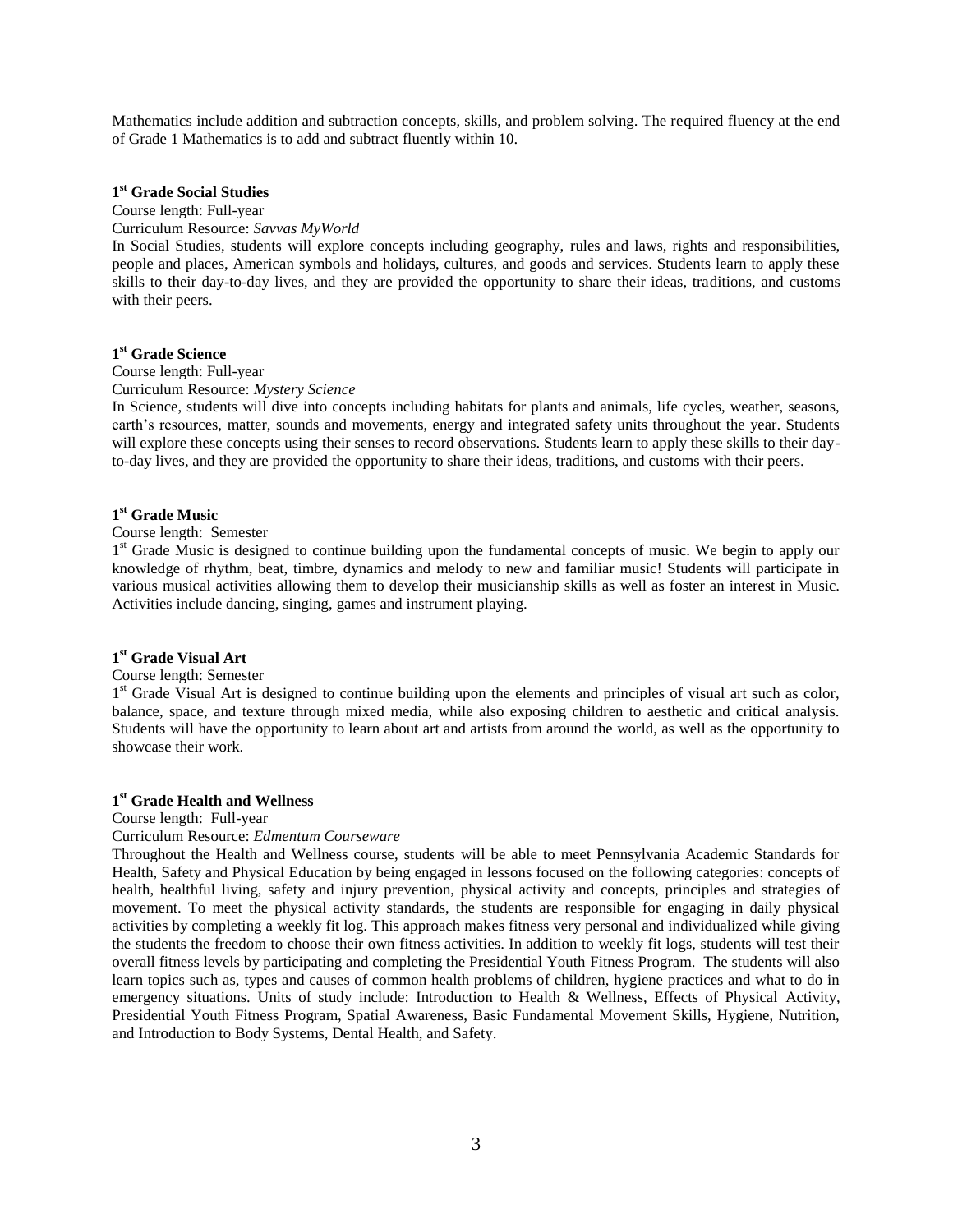Mathematics include addition and subtraction concepts, skills, and problem solving. The required fluency at the end of Grade 1 Mathematics is to add and subtract fluently within 10.

### 1st Grade Social Studies

Course length: Full-year

Curriculum Resource: *Savvas MyWorld*

In Social Studies, students will explore concepts including geography, rules and laws, rights and responsibilities, people and places, American symbols and holidays, cultures, and goods and services. Students learn to apply these skills to their day-to-day lives, and they are provided the opportunity to share their ideas, traditions, and customs with their peers.

### 1st Grade Science

Course length: Full-year

Curriculum Resource: *Mystery Science*

In Science, students will dive into concepts including habitats for plants and animals, life cycles, weather, seasons, earth's resources, matter, sounds and movements, energy and integrated safety units throughout the year. Students will explore these concepts using their senses to record observations. Students learn to apply these skills to their day-to-day lives, and they are provided the opportunity to share their ideas, traditions, and customs with their peers.

### 1st Grade Music

Course length: Semester

1st Grade Music is designed to continue building upon the fundamental concepts of music. We begin to apply our knowledge of rhythm, beat, timbre, dynamics and melody to new and familiar music! Students will participate in various musical activities allowing them to develop their musicianship skills as well as foster an interest in Music. Activities include dancing, singing, games and instrument playing.

### 1st Grade Visual Art

Course length: Semester

1st Grade Visual Art is designed to continue building upon the elements and principles of visual art such as color, balance, space, and texture through mixed media, while also exposing children to aesthetic and critical analysis. Students will have the opportunity to learn about art and artists from around the world, as well as the opportunity to showcase their work.

### 1st Grade Health and Wellness

Course length: Full-year

Curriculum Resource: *Edmentum Courseware*

Throughout the Health and Wellness course, students will be able to meet Pennsylvania Academic Standards for Health, Safety and Physical Education by being engaged in lessons focused on the following categories: concepts of health, healthful living, safety and injury prevention, physical activity and concepts, principles and strategies of movement. To meet the physical activity standards, the students are responsible for engaging in daily physical activities by completing a weekly fit log. This approach makes fitness very personal and individualized while giving the students the freedom to choose their own fitness activities. In addition to weekly fit logs, students will test their overall fitness levels by participating and completing the Presidential Youth Fitness Program. The students will also learn topics such as, types and causes of common health problems of children, hygiene practices and what to do in emergency situations. Units of study include: Introduction to Health & Wellness, Effects of Physical Activity, Presidential Youth Fitness Program, Spatial Awareness, Basic Fundamental Movement Skills, Hygiene, Nutrition, and Introduction to Body Systems, Dental Health, and Safety.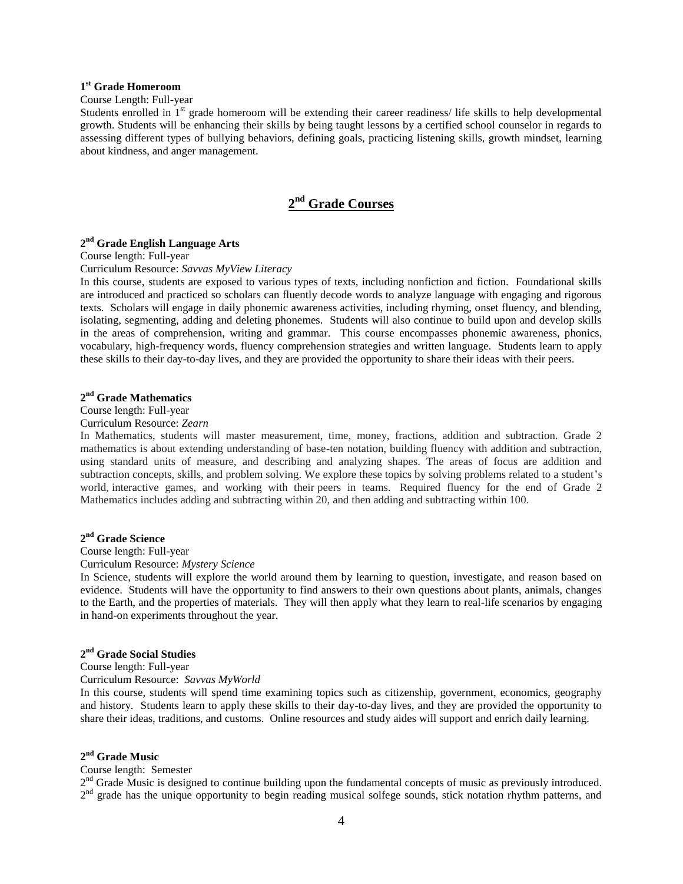**1st Grade Homeroom**

Course Length: Full-year

Students enrolled in 1st grade homeroom will be extending their career readiness/ life skills to help developmental growth. Students will be enhancing their skills by being taught lessons by a certified school counselor in regards to assessing different types of bullying behaviors, defining goals, practicing listening skills, growth mindset, learning about kindness, and anger management.

## 2nd Grade Courses

**2nd Grade English Language Arts**

Course length: Full-year

Curriculum Resource: *Savvas MyView Literacy*

In this course, students are exposed to various types of texts, including nonfiction and fiction. Foundational skills are introduced and practiced so scholars can fluently decode words to analyze language with engaging and rigorous texts. Scholars will engage in daily phonemic awareness activities, including rhyming, onset fluency, and blending, isolating, segmenting, adding and deleting phonemes. Students will also continue to build upon and develop skills in the areas of comprehension, writing and grammar. This course encompasses phonemic awareness, phonics, vocabulary, high-frequency words, fluency comprehension strategies and written language. Students learn to apply these skills to their day-to-day lives, and they are provided the opportunity to share their ideas with their peers.

**2nd Grade Mathematics**

Course length: Full-year

Curriculum Resource: *Zearn*

In Mathematics, students will master measurement, time, money, fractions, addition and subtraction. Grade 2 mathematics is about extending understanding of base-ten notation, building fluency with addition and subtraction, using standard units of measure, and describing and analyzing shapes. The areas of focus are addition and subtraction concepts, skills, and problem solving. We explore these topics by solving problems related to a student's world, interactive games, and working with their peers in teams. Required fluency for the end of Grade 2 Mathematics includes adding and subtracting within 20, and then adding and subtracting within 100.

**2nd Grade Science**

Course length: Full-year

Curriculum Resource: *Mystery Science*

In Science, students will explore the world around them by learning to question, investigate, and reason based on evidence. Students will have the opportunity to find answers to their own questions about plants, animals, changes to the Earth, and the properties of materials. They will then apply what they learn to real-life scenarios by engaging in hand-on experiments throughout the year.

**2nd Grade Social Studies**

Course length: Full-year

Curriculum Resource: *Savvas MyWorld*

In this course, students will spend time examining topics such as citizenship, government, economics, geography and history. Students learn to apply these skills to their day-to-day lives, and they are provided the opportunity to share their ideas, traditions, and customs. Online resources and study aides will support and enrich daily learning.

**2nd Grade Music**

Course length: Semester

2nd Grade Music is designed to continue building upon the fundamental concepts of music as previously introduced. 2nd grade has the unique opportunity to begin reading musical solfege sounds, stick notation rhythm patterns, and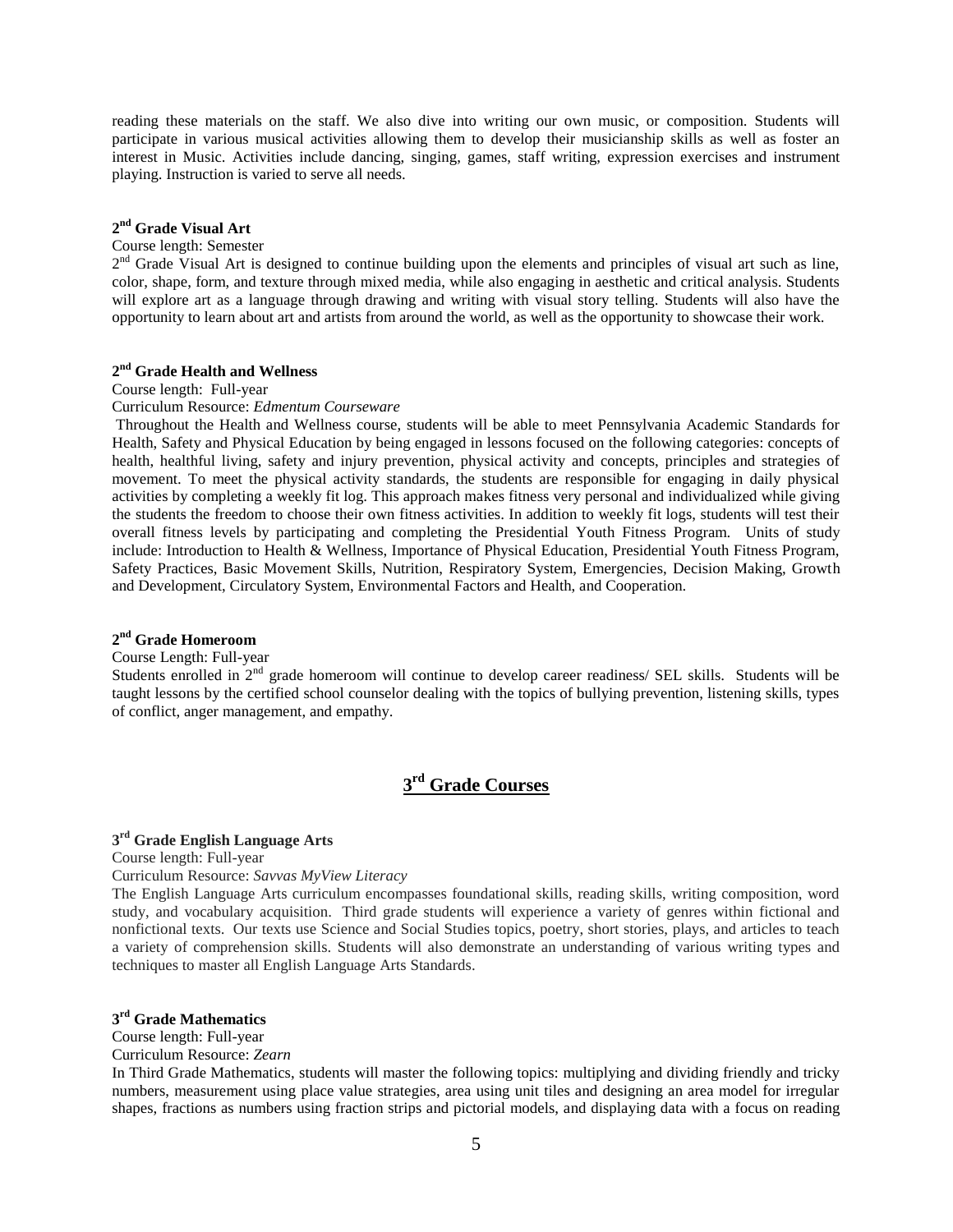reading these materials on the staff. We also dive into writing our own music, or composition. Students will participate in various musical activities allowing them to develop their musicianship skills as well as foster an interest in Music. Activities include dancing, singing, games, staff writing, expression exercises and instrument playing. Instruction is varied to serve all needs.

### 2nd Grade Visual Art

Course length: Semester

2nd Grade Visual Art is designed to continue building upon the elements and principles of visual art such as line, color, shape, form, and texture through mixed media, while also engaging in aesthetic and critical analysis. Students will explore art as a language through drawing and writing with visual story telling. Students will also have the opportunity to learn about art and artists from around the world, as well as the opportunity to showcase their work.

### 2nd Grade Health and Wellness

Course length: Full-year

Curriculum Resource: *Edmentum Courseware*

Throughout the Health and Wellness course, students will be able to meet Pennsylvania Academic Standards for Health, Safety and Physical Education by being engaged in lessons focused on the following categories: concepts of health, healthful living, safety and injury prevention, physical activity and concepts, principles and strategies of movement. To meet the physical activity standards, the students are responsible for engaging in daily physical activities by completing a weekly fit log. This approach makes fitness very personal and individualized while giving the students the freedom to choose their own fitness activities. In addition to weekly fit logs, students will test their overall fitness levels by participating and completing the Presidential Youth Fitness Program. Units of study include: Introduction to Health & Wellness, Importance of Physical Education, Presidential Youth Fitness Program, Safety Practices, Basic Movement Skills, Nutrition, Respiratory System, Emergencies, Decision Making, Growth and Development, Circulatory System, Environmental Factors and Health, and Cooperation.

### 2nd Grade Homeroom

Course Length: Full-year

Students enrolled in 2nd grade homeroom will continue to develop career readiness/ SEL skills. Students will be taught lessons by the certified school counselor dealing with the topics of bullying prevention, listening skills, types of conflict, anger management, and empathy.

## 3rd Grade Courses

### 3rd Grade English Language Arts

Course length: Full-year

Curriculum Resource: *Savvas MyView Literacy*

The English Language Arts curriculum encompasses foundational skills, reading skills, writing composition, word study, and vocabulary acquisition. Third grade students will experience a variety of genres within fictional and nonfictional texts. Our texts use Science and Social Studies topics, poetry, short stories, plays, and articles to teach a variety of comprehension skills. Students will also demonstrate an understanding of various writing types and techniques to master all English Language Arts Standards.

### 3rd Grade Mathematics

Course length: Full-year

Curriculum Resource: *Zearn*

In Third Grade Mathematics, students will master the following topics: multiplying and dividing friendly and tricky numbers, measurement using place value strategies, area using unit tiles and designing an area model for irregular shapes, fractions as numbers using fraction strips and pictorial models, and displaying data with a focus on reading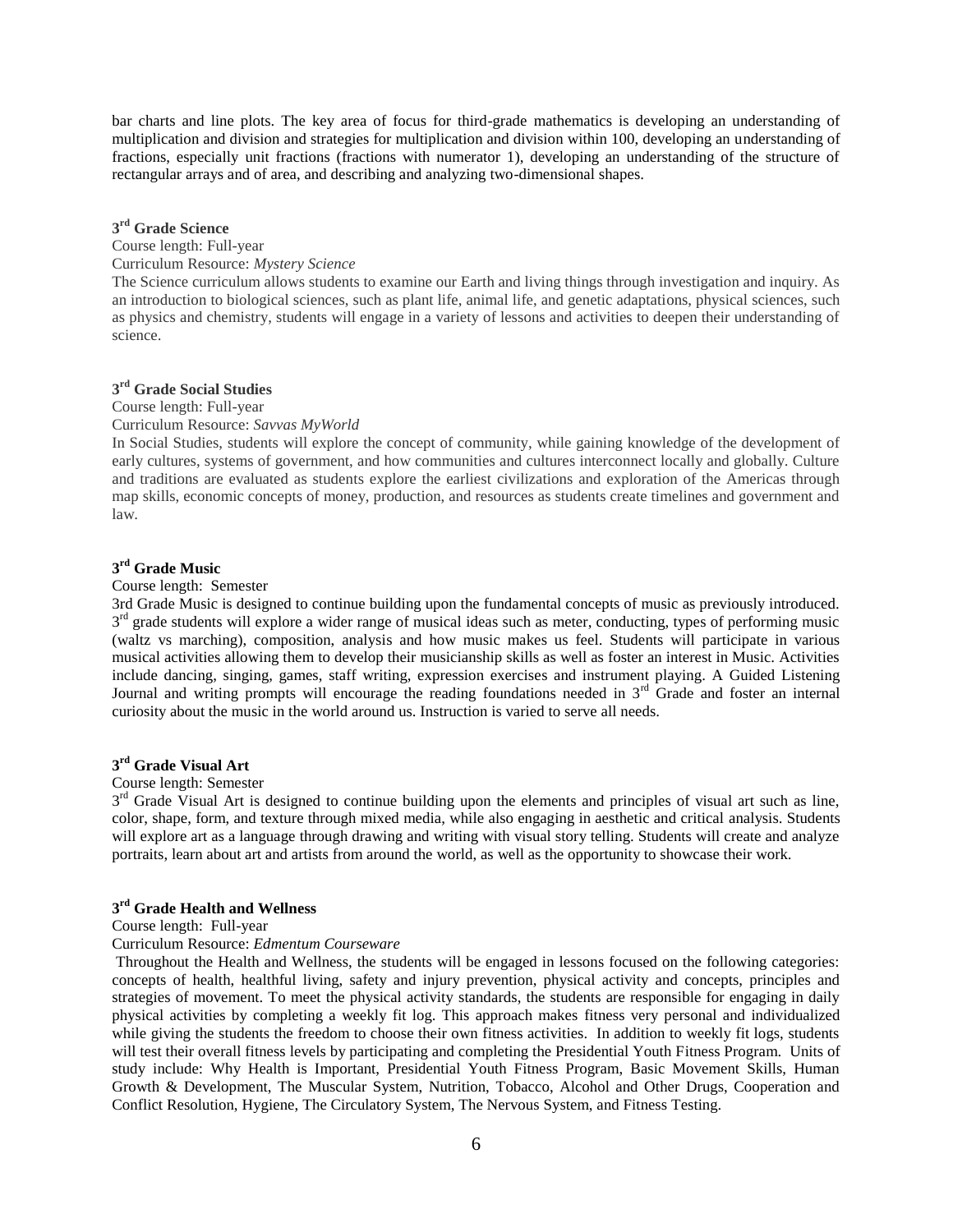bar charts and line plots. The key area of focus for third-grade mathematics is developing an understanding of multiplication and division and strategies for multiplication and division within 100, developing an understanding of fractions, especially unit fractions (fractions with numerator 1), developing an understanding of the structure of rectangular arrays and of area, and describing and analyzing two-dimensional shapes.

### 3rd Grade Science

Course length: Full-year

Curriculum Resource: *Mystery Science*

The Science curriculum allows students to examine our Earth and living things through investigation and inquiry. As an introduction to biological sciences, such as plant life, animal life, and genetic adaptations, physical sciences, such as physics and chemistry, students will engage in a variety of lessons and activities to deepen their understanding of science.

### 3rd Grade Social Studies

Course length: Full-year

Curriculum Resource: *Savvas MyWorld*

In Social Studies, students will explore the concept of community, while gaining knowledge of the development of early cultures, systems of government, and how communities and cultures interconnect locally and globally. Culture and traditions are evaluated as students explore the earliest civilizations and exploration of the Americas through map skills, economic concepts of money, production, and resources as students create timelines and government and law.

### 3rd Grade Music

Course length: Semester

3rd Grade Music is designed to continue building upon the fundamental concepts of music as previously introduced. 3rd grade students will explore a wider range of musical ideas such as meter, conducting, types of performing music (waltz vs marching), composition, analysis and how music makes us feel. Students will participate in various musical activities allowing them to develop their musicianship skills as well as foster an interest in Music. Activities include dancing, singing, games, staff writing, expression exercises and instrument playing. A Guided Listening Journal and writing prompts will encourage the reading foundations needed in 3rd Grade and foster an internal curiosity about the music in the world around us. Instruction is varied to serve all needs.

### 3rd Grade Visual Art

Course length: Semester

3rd Grade Visual Art is designed to continue building upon the elements and principles of visual art such as line, color, shape, form, and texture through mixed media, while also engaging in aesthetic and critical analysis. Students will explore art as a language through drawing and writing with visual story telling. Students will create and analyze portraits, learn about art and artists from around the world, as well as the opportunity to showcase their work.

### 3rd Grade Health and Wellness

Course length: Full-year

Curriculum Resource: *Edmentum Courseware*

Throughout the Health and Wellness, the students will be engaged in lessons focused on the following categories: concepts of health, healthful living, safety and injury prevention, physical activity and concepts, principles and strategies of movement. To meet the physical activity standards, the students are responsible for engaging in daily physical activities by completing a weekly fit log. This approach makes fitness very personal and individualized while giving the students the freedom to choose their own fitness activities. In addition to weekly fit logs, students will test their overall fitness levels by participating and completing the Presidential Youth Fitness Program. Units of study include: Why Health is Important, Presidential Youth Fitness Program, Basic Movement Skills, Human Growth & Development, The Muscular System, Nutrition, Tobacco, Alcohol and Other Drugs, Cooperation and Conflict Resolution, Hygiene, The Circulatory System, The Nervous System, and Fitness Testing.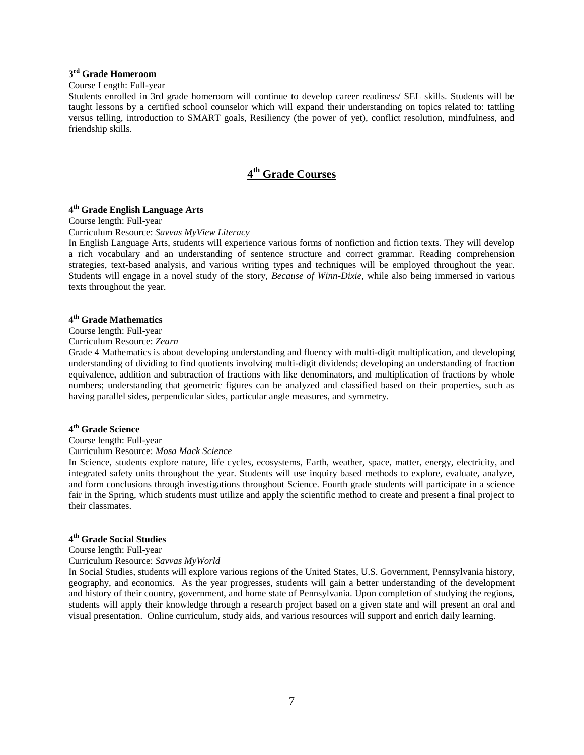### 3rd Grade Homeroom

Course Length: Full-year

Students enrolled in 3rd grade homeroom will continue to develop career readiness/ SEL skills. Students will be taught lessons by a certified school counselor which will expand their understanding on topics related to: tattling versus telling, introduction to SMART goals, Resiliency (the power of yet), conflict resolution, mindfulness, and friendship skills.

## 4th Grade Courses

### 4th Grade English Language Arts

Course length: Full-year

Curriculum Resource: *Savvas MyView Literacy*

In English Language Arts, students will experience various forms of nonfiction and fiction texts. They will develop a rich vocabulary and an understanding of sentence structure and correct grammar. Reading comprehension strategies, text-based analysis, and various writing types and techniques will be employed throughout the year. Students will engage in a novel study of the story, *Because of Winn-Dixie,* while also being immersed in various texts throughout the year.

### 4th Grade Mathematics

Course length: Full-year

Curriculum Resource: *Zearn*

Grade 4 Mathematics is about developing understanding and fluency with multi-digit multiplication, and developing understanding of dividing to find quotients involving multi-digit dividends; developing an understanding of fraction equivalence, addition and subtraction of fractions with like denominators, and multiplication of fractions by whole numbers; understanding that geometric figures can be analyzed and classified based on their properties, such as having parallel sides, perpendicular sides, particular angle measures, and symmetry.

### 4th Grade Science

Course length: Full-year

Curriculum Resource: *Mosa Mack Science*

In Science, students explore nature, life cycles, ecosystems, Earth, weather, space, matter, energy, electricity, and integrated safety units throughout the year. Students will use inquiry based methods to explore, evaluate, analyze, and form conclusions through investigations throughout Science. Fourth grade students will participate in a science fair in the Spring, which students must utilize and apply the scientific method to create and present a final project to their classmates.

### 4th Grade Social Studies

Course length: Full-year

Curriculum Resource: *Savvas MyWorld*

In Social Studies, students will explore various regions of the United States, U.S. Government, Pennsylvania history, geography, and economics. As the year progresses, students will gain a better understanding of the development and history of their country, government, and home state of Pennsylvania. Upon completion of studying the regions, students will apply their knowledge through a research project based on a given state and will present an oral and visual presentation. Online curriculum, study aids, and various resources will support and enrich daily learning.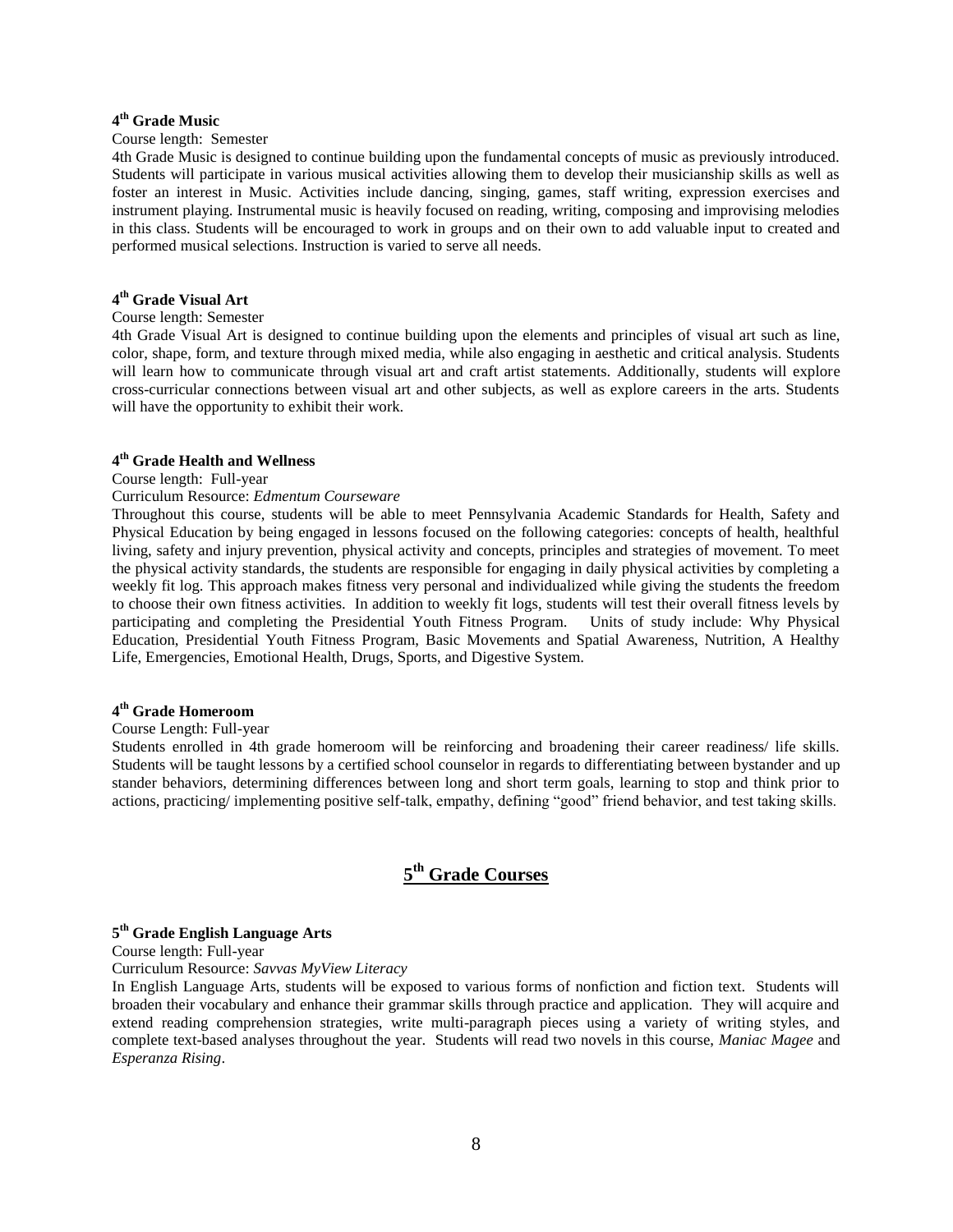### 4th Grade Music

Course length: Semester

4th Grade Music is designed to continue building upon the fundamental concepts of music as previously introduced. Students will participate in various musical activities allowing them to develop their musicianship skills as well as foster an interest in Music. Activities include dancing, singing, games, staff writing, expression exercises and instrument playing. Instrumental music is heavily focused on reading, writing, composing and improvising melodies in this class. Students will be encouraged to work in groups and on their own to add valuable input to created and performed musical selections. Instruction is varied to serve all needs.

### 4th Grade Visual Art

Course length: Semester

4th Grade Visual Art is designed to continue building upon the elements and principles of visual art such as line, color, shape, form, and texture through mixed media, while also engaging in aesthetic and critical analysis. Students will learn how to communicate through visual art and craft artist statements. Additionally, students will explore cross-curricular connections between visual art and other subjects, as well as explore careers in the arts. Students will have the opportunity to exhibit their work.

### 4th Grade Health and Wellness

Course length: Full-year

Curriculum Resource: *Edmentum Courseware*

Throughout this course, students will be able to meet Pennsylvania Academic Standards for Health, Safety and Physical Education by being engaged in lessons focused on the following categories: concepts of health, healthful living, safety and injury prevention, physical activity and concepts, principles and strategies of movement. To meet the physical activity standards, the students are responsible for engaging in daily physical activities by completing a weekly fit log. This approach makes fitness very personal and individualized while giving the students the freedom to choose their own fitness activities. In addition to weekly fit logs, students will test their overall fitness levels by participating and completing the Presidential Youth Fitness Program. Units of study include: Why Physical Education, Presidential Youth Fitness Program, Basic Movements and Spatial Awareness, Nutrition, A Healthy Life, Emergencies, Emotional Health, Drugs, Sports, and Digestive System.

### 4th Grade Homeroom

Course Length: Full-year

Students enrolled in 4th grade homeroom will be reinforcing and broadening their career readiness/ life skills. Students will be taught lessons by a certified school counselor in regards to differentiating between bystander and up stander behaviors, determining differences between long and short term goals, learning to stop and think prior to actions, practicing/ implementing positive self-talk, empathy, defining "good" friend behavior, and test taking skills.

## 5th Grade Courses

### 5th Grade English Language Arts

Course length: Full-year

Curriculum Resource: *Savvas MyView Literacy*

In English Language Arts, students will be exposed to various forms of nonfiction and fiction text. Students will broaden their vocabulary and enhance their grammar skills through practice and application. They will acquire and extend reading comprehension strategies, write multi-paragraph pieces using a variety of writing styles, and complete text-based analyses throughout the year. Students will read two novels in this course, *Maniac Magee* and *Esperanza Rising*.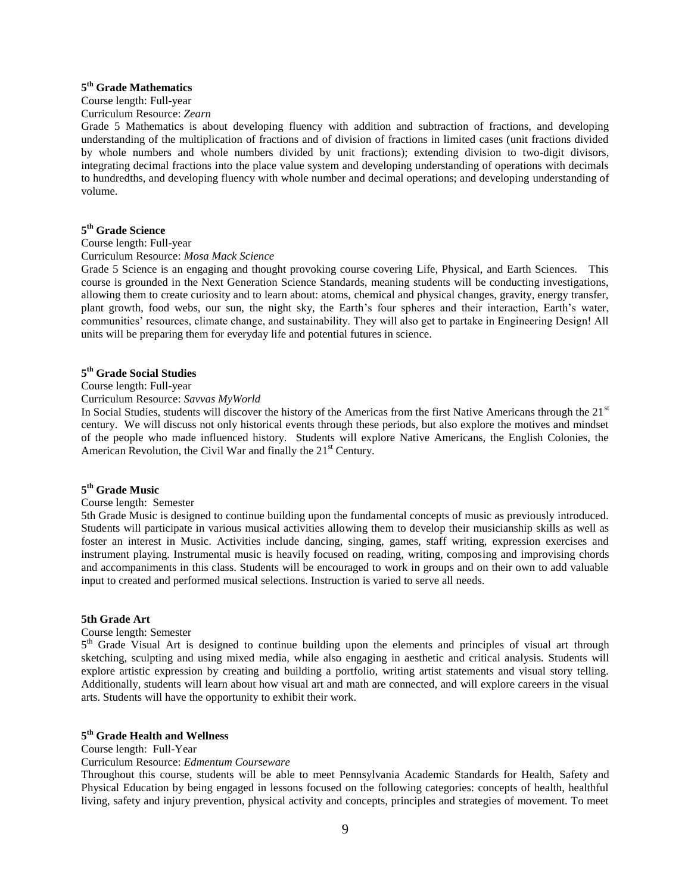### 5th Grade Mathematics

Course length: Full-year

Curriculum Resource: *Zearn*

Grade 5 Mathematics is about developing fluency with addition and subtraction of fractions, and developing understanding of the multiplication of fractions and of division of fractions in limited cases (unit fractions divided by whole numbers and whole numbers divided by unit fractions); extending division to two-digit divisors, integrating decimal fractions into the place value system and developing understanding of operations with decimals to hundredths, and developing fluency with whole number and decimal operations; and developing understanding of volume.

### 5th Grade Science

Course length: Full-year

Curriculum Resource: *Mosa Mack Science*

Grade 5 Science is an engaging and thought provoking course covering Life, Physical, and Earth Sciences. This course is grounded in the Next Generation Science Standards, meaning students will be conducting investigations, allowing them to create curiosity and to learn about: atoms, chemical and physical changes, gravity, energy transfer, plant growth, food webs, our sun, the night sky, the Earth's four spheres and their interaction, Earth's water, communities' resources, climate change, and sustainability. They will also get to partake in Engineering Design! All units will be preparing them for everyday life and potential futures in science.

### 5th Grade Social Studies

Course length: Full-year

Curriculum Resource: *Savvas MyWorld*

In Social Studies, students will discover the history of the Americas from the first Native Americans through the 21st century. We will discuss not only historical events through these periods, but also explore the motives and mindset of the people who made influenced history. Students will explore Native Americans, the English Colonies, the American Revolution, the Civil War and finally the 21st Century.

### 5th Grade Music

Course length: Semester

5th Grade Music is designed to continue building upon the fundamental concepts of music as previously introduced. Students will participate in various musical activities allowing them to develop their musicianship skills as well as foster an interest in Music. Activities include dancing, singing, games, staff writing, expression exercises and instrument playing. Instrumental music is heavily focused on reading, writing, composing and improvising chords and accompaniments in this class. Students will be encouraged to work in groups and on their own to add valuable input to created and performed musical selections. Instruction is varied to serve all needs.

### 5th Grade Art

Course length: Semester

5th Grade Visual Art is designed to continue building upon the elements and principles of visual art through sketching, sculpting and using mixed media, while also engaging in aesthetic and critical analysis. Students will explore artistic expression by creating and building a portfolio, writing artist statements and visual story telling. Additionally, students will learn about how visual art and math are connected, and will explore careers in the visual arts. Students will have the opportunity to exhibit their work.

### 5th Grade Health and Wellness

Course length: Full-Year

Curriculum Resource: *Edmentum Courseware*

Throughout this course, students will be able to meet Pennsylvania Academic Standards for Health, Safety and Physical Education by being engaged in lessons focused on the following categories: concepts of health, healthful living, safety and injury prevention, physical activity and concepts, principles and strategies of movement. To meet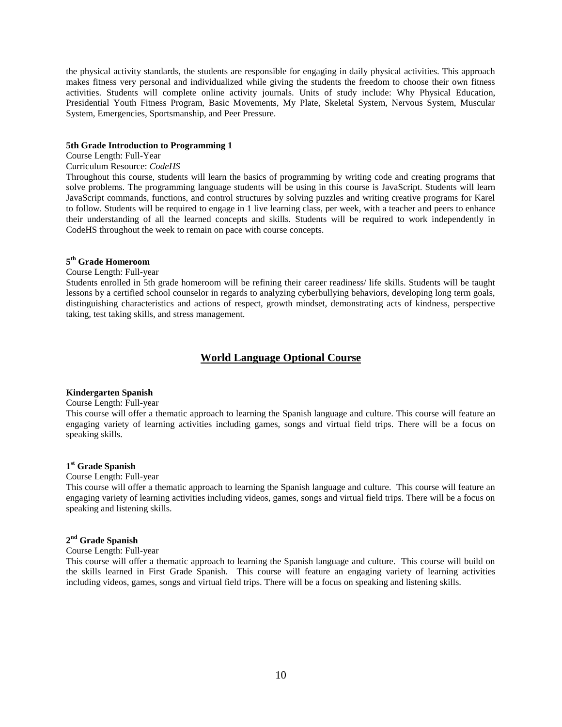the physical activity standards, the students are responsible for engaging in daily physical activities. This approach makes fitness very personal and individualized while giving the students the freedom to choose their own fitness activities. Students will complete online activity journals. Units of study include: Why Physical Education, Presidential Youth Fitness Program, Basic Movements, My Plate, Skeletal System, Nervous System, Muscular System, Emergencies, Sportsmanship, and Peer Pressure.

**5th Grade Introduction to Programming 1**

Course Length: Full-Year

Curriculum Resource: *CodeHS*

Throughout this course, students will learn the basics of programming by writing code and creating programs that solve problems. The programming language students will be using in this course is JavaScript. Students will learn JavaScript commands, functions, and control structures by solving puzzles and writing creative programs for Karel to follow. Students will be required to engage in 1 live learning class, per week, with a teacher and peers to enhance their understanding of all the learned concepts and skills. Students will be required to work independently in CodeHS throughout the week to remain on pace with course concepts.

**5th Grade Homeroom**

Course Length: Full-year

Students enrolled in 5th grade homeroom will be refining their career readiness/ life skills. Students will be taught lessons by a certified school counselor in regards to analyzing cyberbullying behaviors, developing long term goals, distinguishing characteristics and actions of respect, growth mindset, demonstrating acts of kindness, perspective taking, test taking skills, and stress management.

## World Language Optional Course

**Kindergarten Spanish**

Course Length: Full-year

This course will offer a thematic approach to learning the Spanish language and culture. This course will feature an engaging variety of learning activities including games, songs and virtual field trips. There will be a focus on speaking skills.

**1st Grade Spanish**

Course Length: Full-year

This course will offer a thematic approach to learning the Spanish language and culture. This course will feature an engaging variety of learning activities including videos, games, songs and virtual field trips. There will be a focus on speaking and listening skills.

**2nd Grade Spanish**

Course Length: Full-year

This course will offer a thematic approach to learning the Spanish language and culture. This course will build on the skills learned in First Grade Spanish. This course will feature an engaging variety of learning activities including videos, games, songs and virtual field trips. There will be a focus on speaking and listening skills.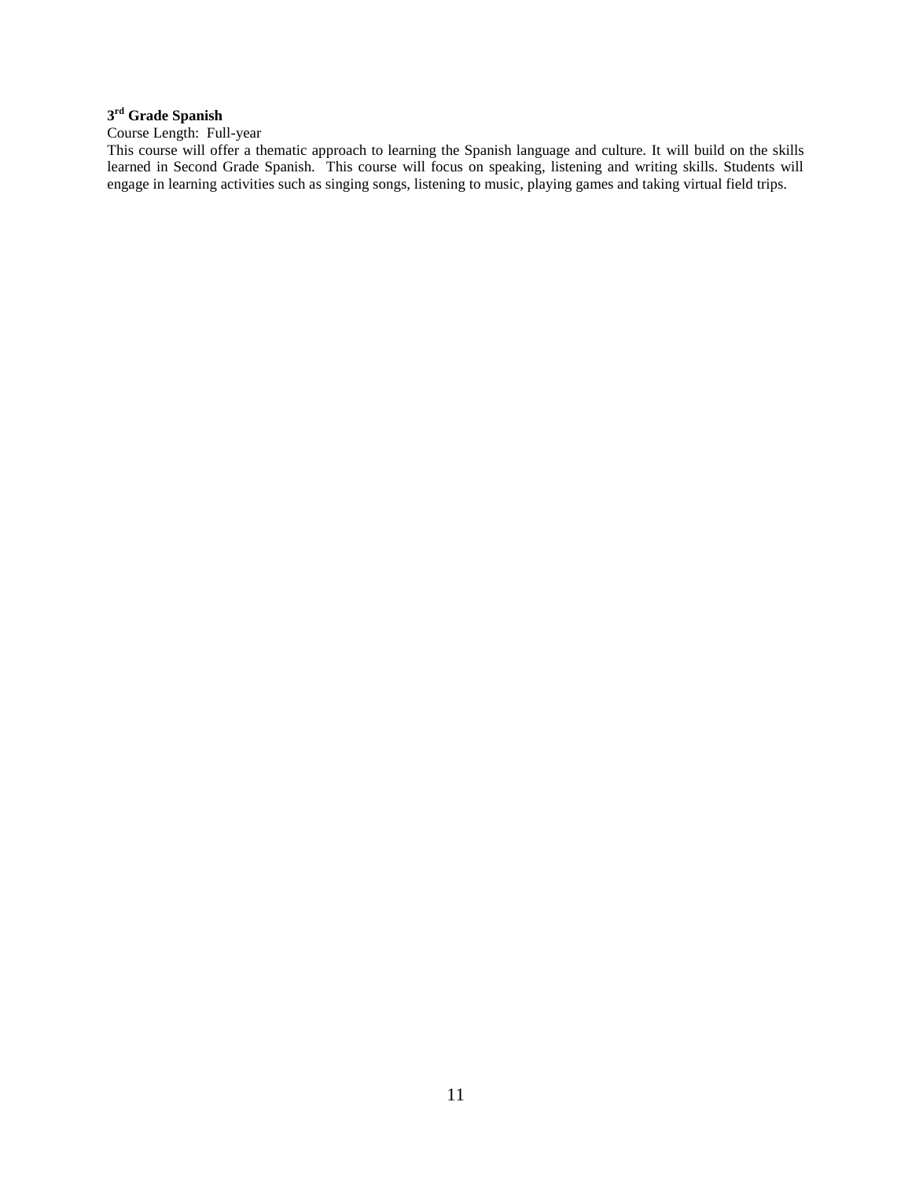**3rd Grade Spanish**

Course Length: Full-year

This course will offer a thematic approach to learning the Spanish language and culture. It will build on the skills learned in Second Grade Spanish. This course will focus on speaking, listening and writing skills. Students will engage in learning activities such as singing songs, listening to music, playing games and taking virtual field trips.